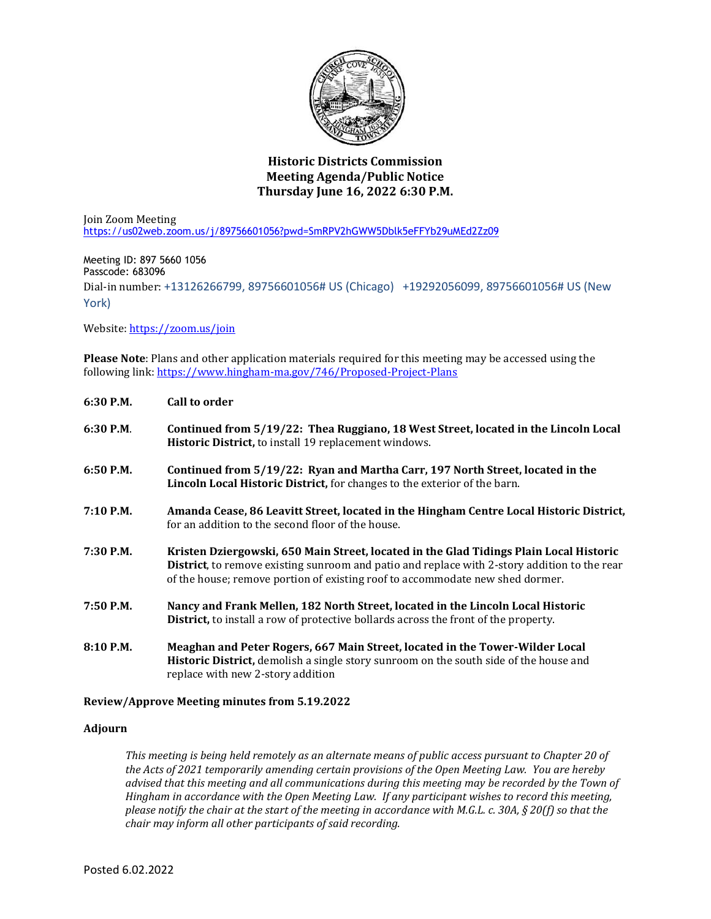# Historic Districts Commission
## Meeting Agenda/Public Notice
### Thursday June 16, 2022 6:30 P.M.

Join Zoom Meeting
https://us02web.zoom.us/j/89756601056?pwd=SmRPV2hGWW5Dblk5eFFYb29uMEd2Zz09

Meeting ID: 897 5660 1056
Passcode: 683096
Dial-in number: +13126266799, 89756601056# US (Chicago) +19292056099, 89756601056# US (New York)

Website: https://zoom.us/join

**Please Note**: Plans and other application materials required for this meeting may be accessed using the following link: https://www.hingham-ma.gov/746/Proposed-Project-Plans

**6:30 P.M.** **Call to order**

**6:30 P.M**. **Continued from 5/19/22: Thea Ruggiano, 18 West Street, located in the Lincoln Local Historic District,** to install 19 replacement windows.

**6:50 P.M.** **Continued from 5/19/22: Ryan and Martha Carr, 197 North Street, located in the Lincoln Local Historic District,** for changes to the exterior of the barn.

**7:10 P.M.** **Amanda Cease, 86 Leavitt Street, located in the Hingham Centre Local Historic District,** for an addition to the second floor of the house.

**7:30 P.M.** **Kristen Dziergowski, 650 Main Street, located in the Glad Tidings Plain Local Historic District**, to remove existing sunroom and patio and replace with 2-story addition to the rear of the house; remove portion of existing roof to accommodate new shed dormer.

**7:50 P.M.** **Nancy and Frank Mellen, 182 North Street, located in the Lincoln Local Historic District,** to install a row of protective bollards across the front of the property.

**8:10 P.M.** **Meaghan and Peter Rogers, 667 Main Street, located in the Tower-Wilder Local Historic District,** demolish a single story sunroom on the south side of the house and replace with new 2-story addition

**Review/Approve Meeting minutes from 5.19.2022**

**Adjourn**

*This meeting is being held remotely as an alternate means of public access pursuant to Chapter 20 of the Acts of 2021 temporarily amending certain provisions of the Open Meeting Law. You are hereby advised that this meeting and all communications during this meeting may be recorded by the Town of Hingham in accordance with the Open Meeting Law. If any participant wishes to record this meeting, please notify the chair at the start of the meeting in accordance with M.G.L. c. 30A, § 20(f) so that the chair may inform all other participants of said recording.*

Posted 6.02.2022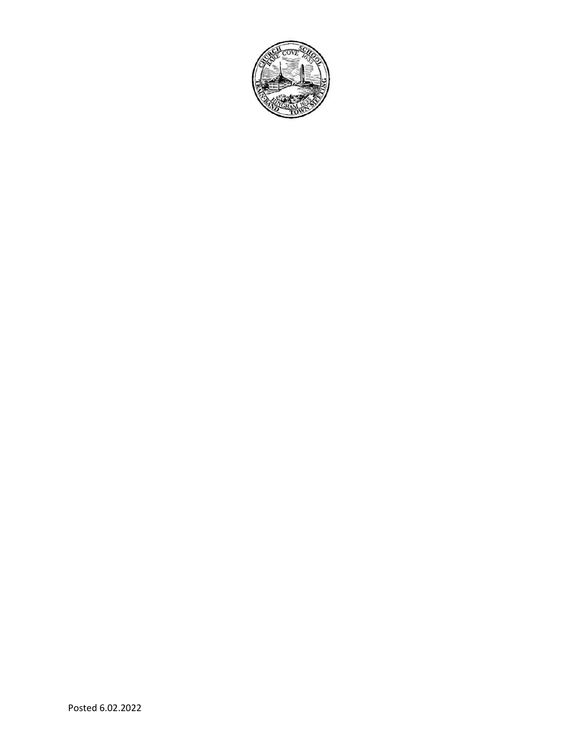Posted 6.02.2022